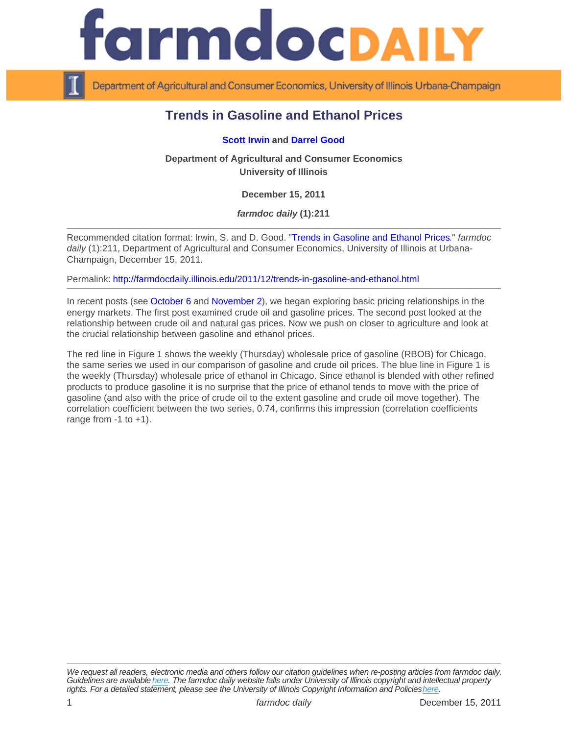# Trends in Gasoline and Ethanol Prices

**Scott Irwin and Darrel Good**

**Department of Agricultural and Consumer Economics**
**University of Illinois**

**December 15, 2011**

***farmdoc daily* (1):211**

---

Recommended citation format: Irwin, S. and D. Good. "Trends in Gasoline and Ethanol Prices." *farmdoc daily* (1):211, Department of Agricultural and Consumer Economics, University of Illinois at Urbana-Champaign, December 15, 2011.

Permalink: http://farmdocdaily.illinois.edu/2011/12/trends-in-gasoline-and-ethanol.html

---

In recent posts (see October 6 and November 2), we began exploring basic pricing relationships in the energy markets. The first post examined crude oil and gasoline prices. The second post looked at the relationship between crude oil and natural gas prices. Now we push on closer to agriculture and look at the crucial relationship between gasoline and ethanol prices.

The red line in Figure 1 shows the weekly (Thursday) wholesale price of gasoline (RBOB) for Chicago, the same series we used in our comparison of gasoline and crude oil prices. The blue line in Figure 1 is the weekly (Thursday) wholesale price of ethanol in Chicago. Since ethanol is blended with other refined products to produce gasoline it is no surprise that the price of ethanol tends to move with the price of gasoline (and also with the price of crude oil to the extent gasoline and crude oil move together). The correlation coefficient between the two series, 0.74, confirms this impression (correlation coefficients range from -1 to +1).

---

*We request all readers, electronic media and others follow our citation guidelines when re-posting articles from farmdoc daily. Guidelines are available here. The farmdoc daily website falls under University of Illinois copyright and intellectual property rights. For a detailed statement, please see the University of Illinois Copyright Information and Policies here.*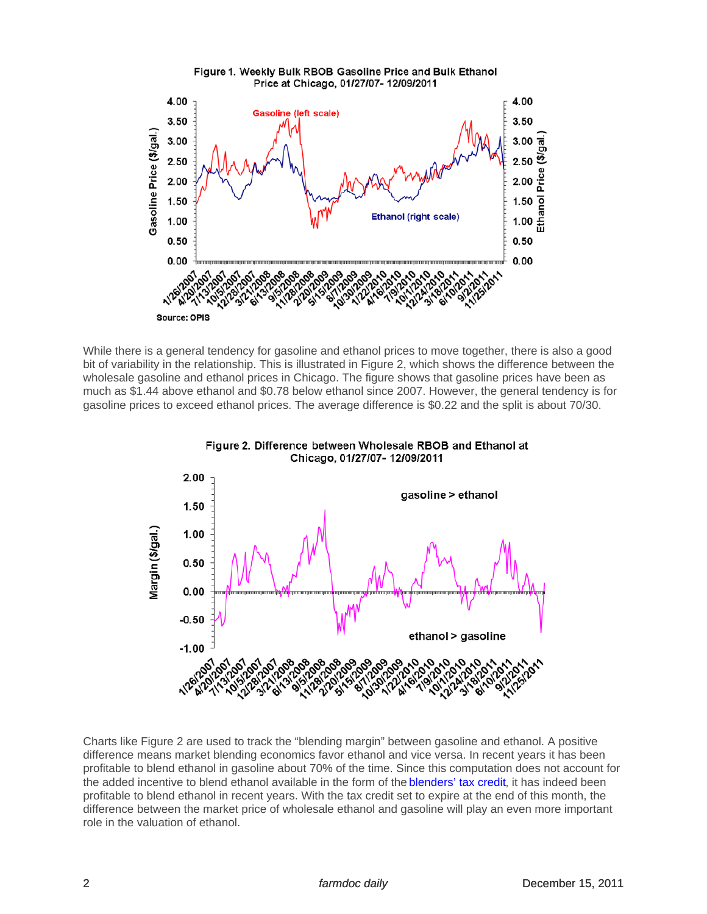Figure 1. Weekly Bulk RBOB Gasoline Price and Bulk Ethanol Price at Chicago, 01/27/07- 12/09/2011

Gasoline Price ($/gal.)

Ethanol Price ($/gal.)

Gasoline (left scale)

Ethanol (right scale)

4.00
3.50
3.00
2.50
2.00
1.50
1.00
0.50
0.00

1/26/2007 4/20/2007 7/13/2007 10/5/2007 12/28/2007 3/21/2008 6/13/2008 9/5/2008 11/28/2008 2/20/2009 5/15/2009 8/7/2009 10/30/2009 1/22/2010 4/16/2010 7/9/2010 10/1/2010 12/24/2010 3/18/2011 6/10/2011 9/2/2011 11/25/2011

Source: OPIS

While there is a general tendency for gasoline and ethanol prices to move together, there is also a good bit of variability in the relationship. This is illustrated in Figure 2, which shows the difference between the wholesale gasoline and ethanol prices in Chicago. The figure shows that gasoline prices have been as much as $1.44 above ethanol and $0.78 below ethanol since 2007. However, the general tendency is for gasoline prices to exceed ethanol prices. The average difference is $0.22 and the split is about 70/30.

Figure 2. Difference between Wholesale RBOB and Ethanol at Chicago, 01/27/07- 12/09/2011

Margin ($/gal.)

gasoline > ethanol

ethanol > gasoline

2.00
1.50
1.00
0.50
0.00
-0.50
-1.00

1/26/2007 4/20/2007 7/13/2007 10/5/2007 12/28/2007 3/21/2008 6/13/2008 9/5/2008 11/28/2008 2/20/2009 5/15/2009 8/7/2009 10/30/2009 1/22/2010 4/16/2010 7/9/2010 10/1/2010 12/24/2010 3/18/2011 6/10/2011 9/2/2011 11/25/2011

Charts like Figure 2 are used to track the "blending margin" between gasoline and ethanol. A positive difference means market blending economics favor ethanol and vice versa. In recent years it has been profitable to blend ethanol in gasoline about 70% of the time. Since this computation does not account for the added incentive to blend ethanol available in the form of the blenders' tax credit, it has indeed been profitable to blend ethanol in recent years. With the tax credit set to expire at the end of this month, the difference between the market price of wholesale ethanol and gasoline will play an even more important role in the valuation of ethanol.